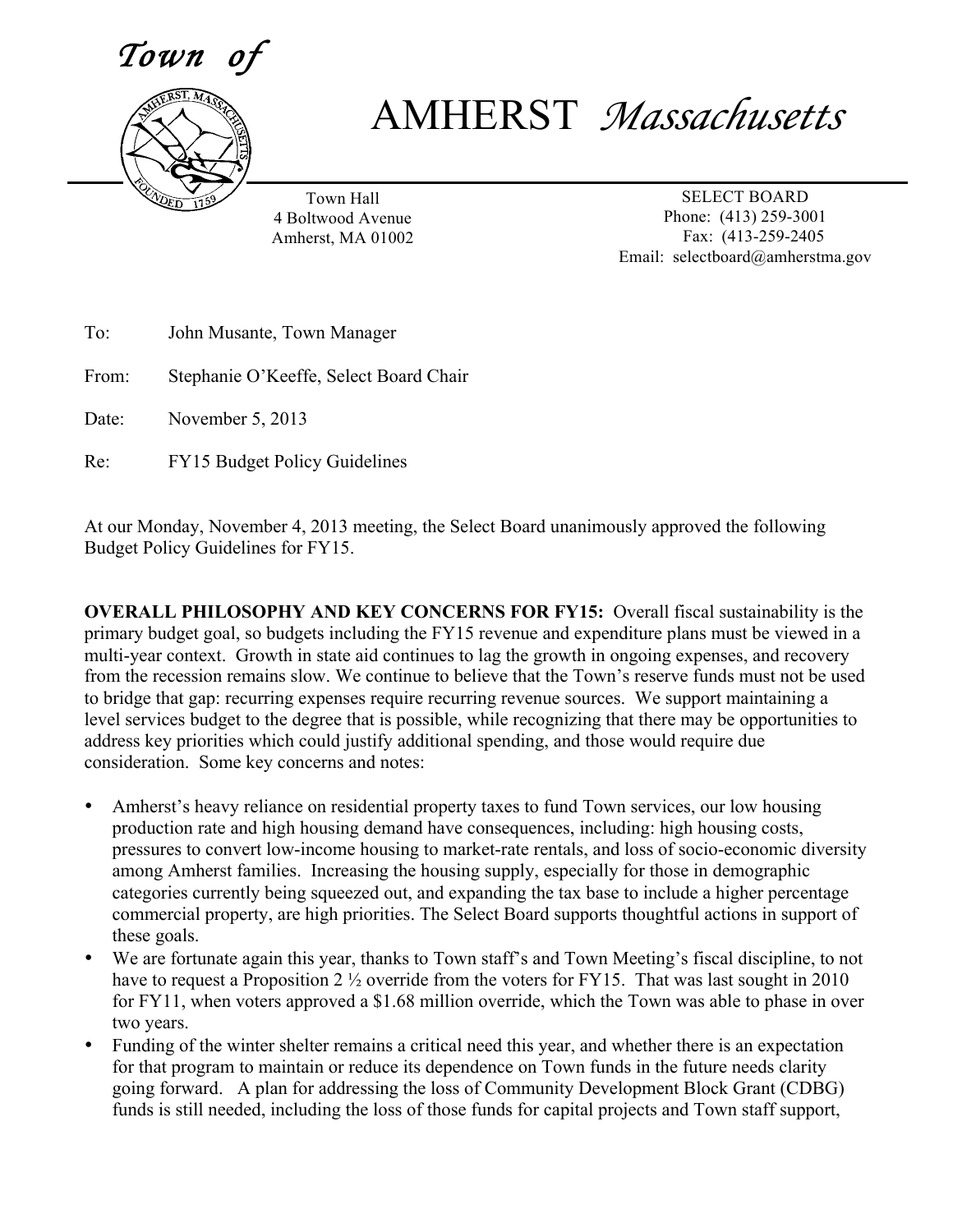*Town of*

# AMHERST *Massachusetts*

Town Hall
4 Boltwood Avenue
Amherst, MA 01002

SELECT BOARD
Phone: (413) 259-3001
Fax: (413-259-2405
Email: selectboard@amherstma.gov

To: John Musante, Town Manager

From: Stephanie O'Keeffe, Select Board Chair

Date: November 5, 2013

Re: FY15 Budget Policy Guidelines

At our Monday, November 4, 2013 meeting, the Select Board unanimously approved the following Budget Policy Guidelines for FY15.

**OVERALL PHILOSOPHY AND KEY CONCERNS FOR FY15:** Overall fiscal sustainability is the primary budget goal, so budgets including the FY15 revenue and expenditure plans must be viewed in a multi-year context. Growth in state aid continues to lag the growth in ongoing expenses, and recovery from the recession remains slow. We continue to believe that the Town's reserve funds must not be used to bridge that gap: recurring expenses require recurring revenue sources. We support maintaining a level services budget to the degree that is possible, while recognizing that there may be opportunities to address key priorities which could justify additional spending, and those would require due consideration. Some key concerns and notes:

- Amherst's heavy reliance on residential property taxes to fund Town services, our low housing production rate and high housing demand have consequences, including: high housing costs, pressures to convert low-income housing to market-rate rentals, and loss of socio-economic diversity among Amherst families. Increasing the housing supply, especially for those in demographic categories currently being squeezed out, and expanding the tax base to include a higher percentage commercial property, are high priorities. The Select Board supports thoughtful actions in support of these goals.
- We are fortunate again this year, thanks to Town staff's and Town Meeting's fiscal discipline, to not have to request a Proposition 2 ½ override from the voters for FY15. That was last sought in 2010 for FY11, when voters approved a $1.68 million override, which the Town was able to phase in over two years.
- Funding of the winter shelter remains a critical need this year, and whether there is an expectation for that program to maintain or reduce its dependence on Town funds in the future needs clarity going forward. A plan for addressing the loss of Community Development Block Grant (CDBG) funds is still needed, including the loss of those funds for capital projects and Town staff support,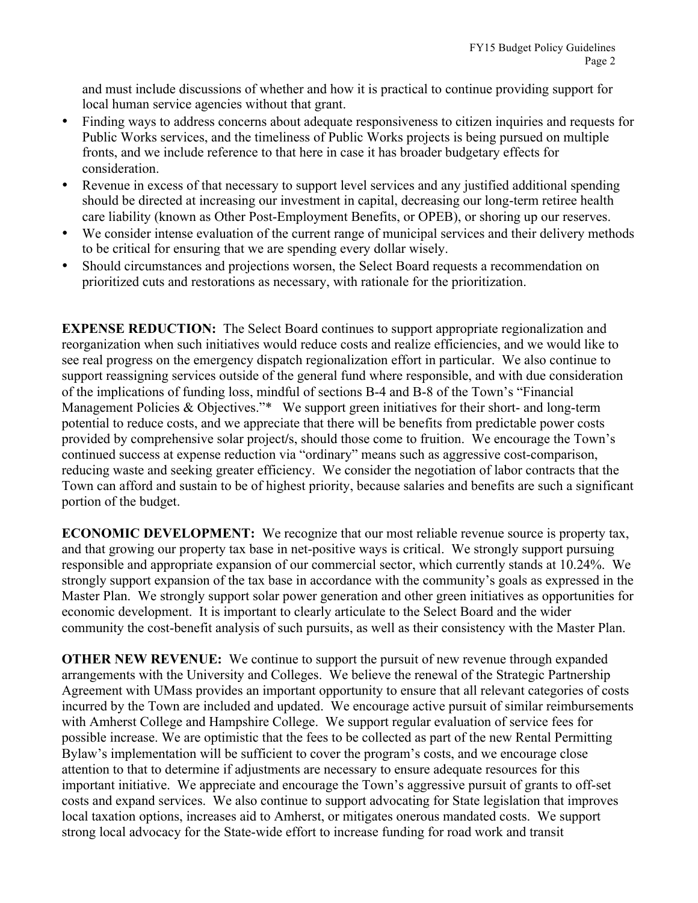and must include discussions of whether and how it is practical to continue providing support for local human service agencies without that grant.

- Finding ways to address concerns about adequate responsiveness to citizen inquiries and requests for Public Works services, and the timeliness of Public Works projects is being pursued on multiple fronts, and we include reference to that here in case it has broader budgetary effects for consideration.
- Revenue in excess of that necessary to support level services and any justified additional spending should be directed at increasing our investment in capital, decreasing our long-term retiree health care liability (known as Other Post-Employment Benefits, or OPEB), or shoring up our reserves.
- We consider intense evaluation of the current range of municipal services and their delivery methods to be critical for ensuring that we are spending every dollar wisely.
- Should circumstances and projections worsen, the Select Board requests a recommendation on prioritized cuts and restorations as necessary, with rationale for the prioritization.

**EXPENSE REDUCTION:** The Select Board continues to support appropriate regionalization and reorganization when such initiatives would reduce costs and realize efficiencies, and we would like to see real progress on the emergency dispatch regionalization effort in particular. We also continue to support reassigning services outside of the general fund where responsible, and with due consideration of the implications of funding loss, mindful of sections B-4 and B-8 of the Town's "Financial Management Policies & Objectives."* We support green initiatives for their short- and long-term potential to reduce costs, and we appreciate that there will be benefits from predictable power costs provided by comprehensive solar project/s, should those come to fruition. We encourage the Town's continued success at expense reduction via "ordinary" means such as aggressive cost-comparison, reducing waste and seeking greater efficiency. We consider the negotiation of labor contracts that the Town can afford and sustain to be of highest priority, because salaries and benefits are such a significant portion of the budget.

**ECONOMIC DEVELOPMENT:** We recognize that our most reliable revenue source is property tax, and that growing our property tax base in net-positive ways is critical. We strongly support pursuing responsible and appropriate expansion of our commercial sector, which currently stands at 10.24%. We strongly support expansion of the tax base in accordance with the community's goals as expressed in the Master Plan. We strongly support solar power generation and other green initiatives as opportunities for economic development. It is important to clearly articulate to the Select Board and the wider community the cost-benefit analysis of such pursuits, as well as their consistency with the Master Plan.

**OTHER NEW REVENUE:** We continue to support the pursuit of new revenue through expanded arrangements with the University and Colleges. We believe the renewal of the Strategic Partnership Agreement with UMass provides an important opportunity to ensure that all relevant categories of costs incurred by the Town are included and updated. We encourage active pursuit of similar reimbursements with Amherst College and Hampshire College. We support regular evaluation of service fees for possible increase. We are optimistic that the fees to be collected as part of the new Rental Permitting Bylaw's implementation will be sufficient to cover the program's costs, and we encourage close attention to that to determine if adjustments are necessary to ensure adequate resources for this important initiative. We appreciate and encourage the Town's aggressive pursuit of grants to off-set costs and expand services. We also continue to support advocating for State legislation that improves local taxation options, increases aid to Amherst, or mitigates onerous mandated costs. We support strong local advocacy for the State-wide effort to increase funding for road work and transit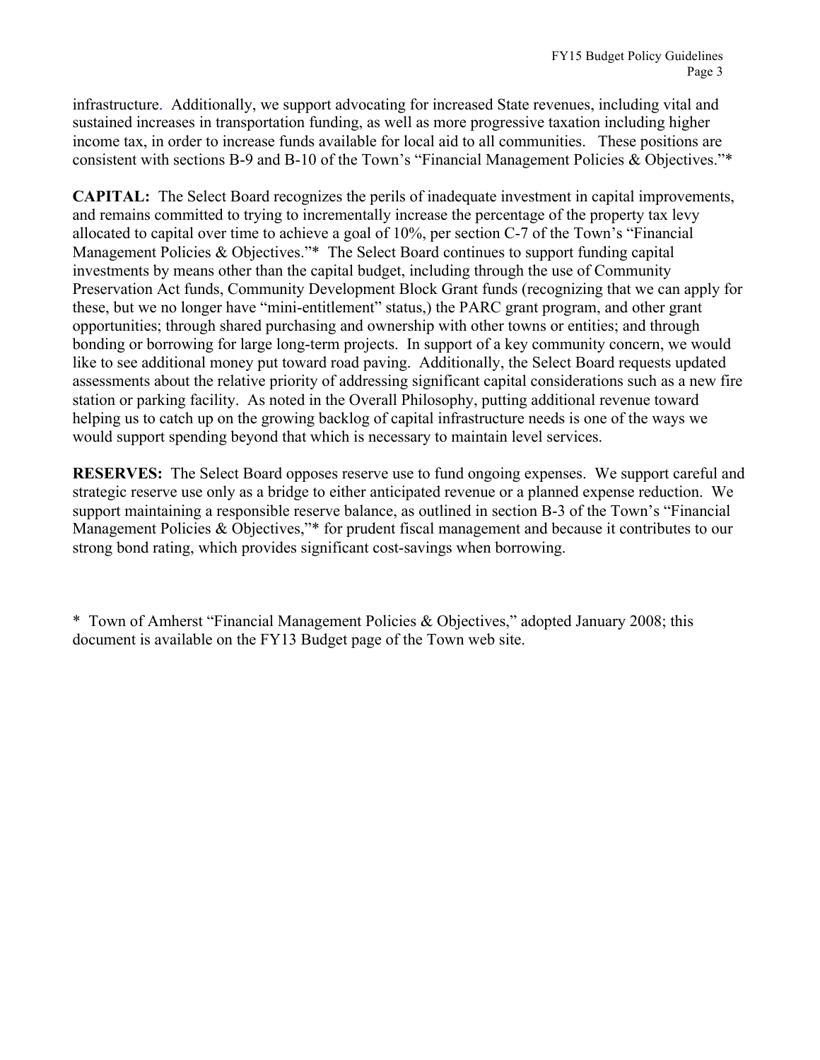infrastructure. Additionally, we support advocating for increased State revenues, including vital and sustained increases in transportation funding, as well as more progressive taxation including higher income tax, in order to increase funds available for local aid to all communities. These positions are consistent with sections B-9 and B-10 of the Town's "Financial Management Policies & Objectives."*

**CAPITAL:** The Select Board recognizes the perils of inadequate investment in capital improvements, and remains committed to trying to incrementally increase the percentage of the property tax levy allocated to capital over time to achieve a goal of 10%, per section C-7 of the Town's "Financial Management Policies & Objectives."* The Select Board continues to support funding capital investments by means other than the capital budget, including through the use of Community Preservation Act funds, Community Development Block Grant funds (recognizing that we can apply for these, but we no longer have "mini-entitlement" status,) the PARC grant program, and other grant opportunities; through shared purchasing and ownership with other towns or entities; and through bonding or borrowing for large long-term projects. In support of a key community concern, we would like to see additional money put toward road paving. Additionally, the Select Board requests updated assessments about the relative priority of addressing significant capital considerations such as a new fire station or parking facility. As noted in the Overall Philosophy, putting additional revenue toward helping us to catch up on the growing backlog of capital infrastructure needs is one of the ways we would support spending beyond that which is necessary to maintain level services.

**RESERVES:** The Select Board opposes reserve use to fund ongoing expenses. We support careful and strategic reserve use only as a bridge to either anticipated revenue or a planned expense reduction. We support maintaining a responsible reserve balance, as outlined in section B-3 of the Town's "Financial Management Policies & Objectives,"* for prudent fiscal management and because it contributes to our strong bond rating, which provides significant cost-savings when borrowing.

* Town of Amherst "Financial Management Policies & Objectives," adopted January 2008; this document is available on the FY13 Budget page of the Town web site.